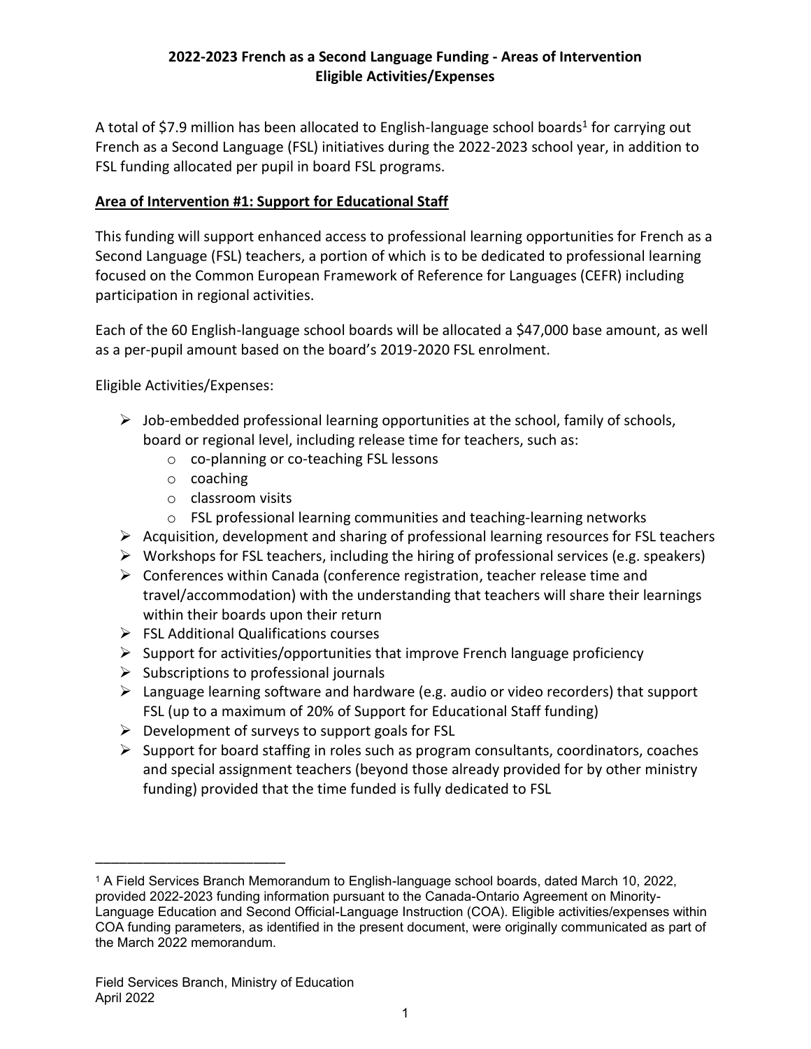# 2022-2023 French as a Second Language Funding - Areas of Intervention
# Eligible Activities/Expenses

A total of $7.9 million has been allocated to English-language school boards[1] for carrying out French as a Second Language (FSL) initiatives during the 2022-2023 school year, in addition to FSL funding allocated per pupil in board FSL programs.

## Area of Intervention #1: Support for Educational Staff

This funding will support enhanced access to professional learning opportunities for French as a Second Language (FSL) teachers, a portion of which is to be dedicated to professional learning focused on the Common European Framework of Reference for Languages (CEFR) including participation in regional activities.

Each of the 60 English-language school boards will be allocated a $47,000 base amount, as well as a per-pupil amount based on the board's 2019-2020 FSL enrolment.

Eligible Activities/Expenses:

- Job-embedded professional learning opportunities at the school, family of schools, board or regional level, including release time for teachers, such as:
  - co-planning or co-teaching FSL lessons
  - coaching
  - classroom visits
  - FSL professional learning communities and teaching-learning networks
- Acquisition, development and sharing of professional learning resources for FSL teachers
- Workshops for FSL teachers, including the hiring of professional services (e.g. speakers)
- Conferences within Canada (conference registration, teacher release time and travel/accommodation) with the understanding that teachers will share their learnings within their boards upon their return
- FSL Additional Qualifications courses
- Support for activities/opportunities that improve French language proficiency
- Subscriptions to professional journals
- Language learning software and hardware (e.g. audio or video recorders) that support FSL (up to a maximum of 20% of Support for Educational Staff funding)
- Development of surveys to support goals for FSL
- Support for board staffing in roles such as program consultants, coordinators, coaches and special assignment teachers (beyond those already provided for by other ministry funding) provided that the time funded is fully dedicated to FSL

---

[1] A Field Services Branch Memorandum to English-language school boards, dated March 10, 2022, provided 2022-2023 funding information pursuant to the Canada-Ontario Agreement on Minority-Language Education and Second Official-Language Instruction (COA). Eligible activities/expenses within COA funding parameters, as identified in the present document, were originally communicated as part of the March 2022 memorandum.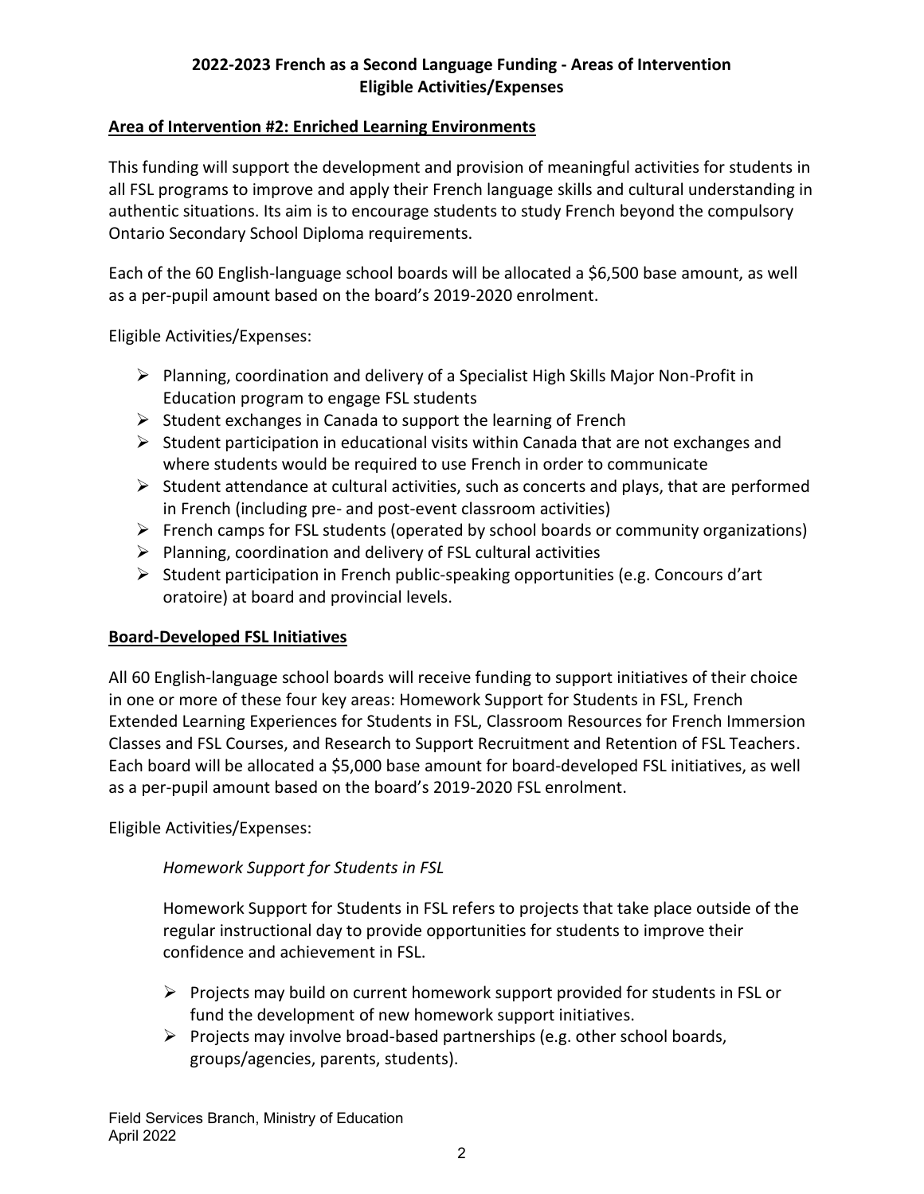**2022-2023 French as a Second Language Funding - Areas of Intervention**
**Eligible Activities/Expenses**

## Area of Intervention #2: Enriched Learning Environments

This funding will support the development and provision of meaningful activities for students in all FSL programs to improve and apply their French language skills and cultural understanding in authentic situations. Its aim is to encourage students to study French beyond the compulsory Ontario Secondary School Diploma requirements.

Each of the 60 English-language school boards will be allocated a $6,500 base amount, as well as a per-pupil amount based on the board's 2019-2020 enrolment.

Eligible Activities/Expenses:

- Planning, coordination and delivery of a Specialist High Skills Major Non-Profit in Education program to engage FSL students
- Student exchanges in Canada to support the learning of French
- Student participation in educational visits within Canada that are not exchanges and where students would be required to use French in order to communicate
- Student attendance at cultural activities, such as concerts and plays, that are performed in French (including pre- and post-event classroom activities)
- French camps for FSL students (operated by school boards or community organizations)
- Planning, coordination and delivery of FSL cultural activities
- Student participation in French public-speaking opportunities (e.g. Concours d'art oratoire) at board and provincial levels.

## Board-Developed FSL Initiatives

All 60 English-language school boards will receive funding to support initiatives of their choice in one or more of these four key areas: Homework Support for Students in FSL, French Extended Learning Experiences for Students in FSL, Classroom Resources for French Immersion Classes and FSL Courses, and Research to Support Recruitment and Retention of FSL Teachers. Each board will be allocated a $5,000 base amount for board-developed FSL initiatives, as well as a per-pupil amount based on the board's 2019-2020 FSL enrolment.

Eligible Activities/Expenses:

*Homework Support for Students in FSL*

Homework Support for Students in FSL refers to projects that take place outside of the regular instructional day to provide opportunities for students to improve their confidence and achievement in FSL.

- Projects may build on current homework support provided for students in FSL or fund the development of new homework support initiatives.
- Projects may involve broad-based partnerships (e.g. other school boards, groups/agencies, parents, students).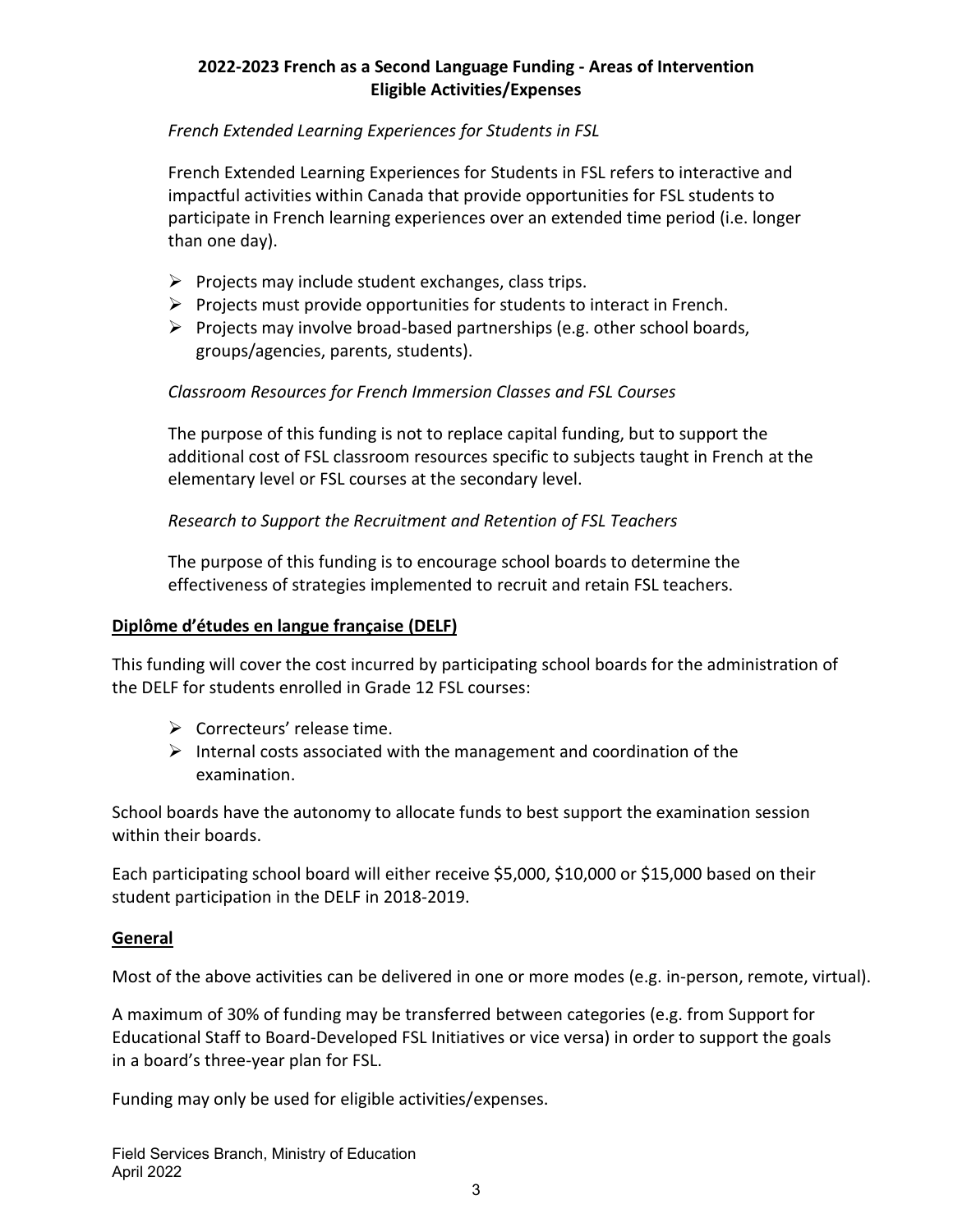## 2022-2023 French as a Second Language Funding - Areas of Intervention Eligible Activities/Expenses

*French Extended Learning Experiences for Students in FSL*

French Extended Learning Experiences for Students in FSL refers to interactive and impactful activities within Canada that provide opportunities for FSL students to participate in French learning experiences over an extended time period (i.e. longer than one day).

- Projects may include student exchanges, class trips.
- Projects must provide opportunities for students to interact in French.
- Projects may involve broad-based partnerships (e.g. other school boards, groups/agencies, parents, students).

*Classroom Resources for French Immersion Classes and FSL Courses*

The purpose of this funding is not to replace capital funding, but to support the additional cost of FSL classroom resources specific to subjects taught in French at the elementary level or FSL courses at the secondary level.

*Research to Support the Recruitment and Retention of FSL Teachers*

The purpose of this funding is to encourage school boards to determine the effectiveness of strategies implemented to recruit and retain FSL teachers.

### Diplôme d'études en langue française (DELF)

This funding will cover the cost incurred by participating school boards for the administration of the DELF for students enrolled in Grade 12 FSL courses:

- Correcteurs' release time.
- Internal costs associated with the management and coordination of the examination.

School boards have the autonomy to allocate funds to best support the examination session within their boards.

Each participating school board will either receive $5,000, $10,000 or $15,000 based on their student participation in the DELF in 2018-2019.

### General

Most of the above activities can be delivered in one or more modes (e.g. in-person, remote, virtual).

A maximum of 30% of funding may be transferred between categories (e.g. from Support for Educational Staff to Board-Developed FSL Initiatives or vice versa) in order to support the goals in a board's three-year plan for FSL.

Funding may only be used for eligible activities/expenses.

Field Services Branch, Ministry of Education
April 2022